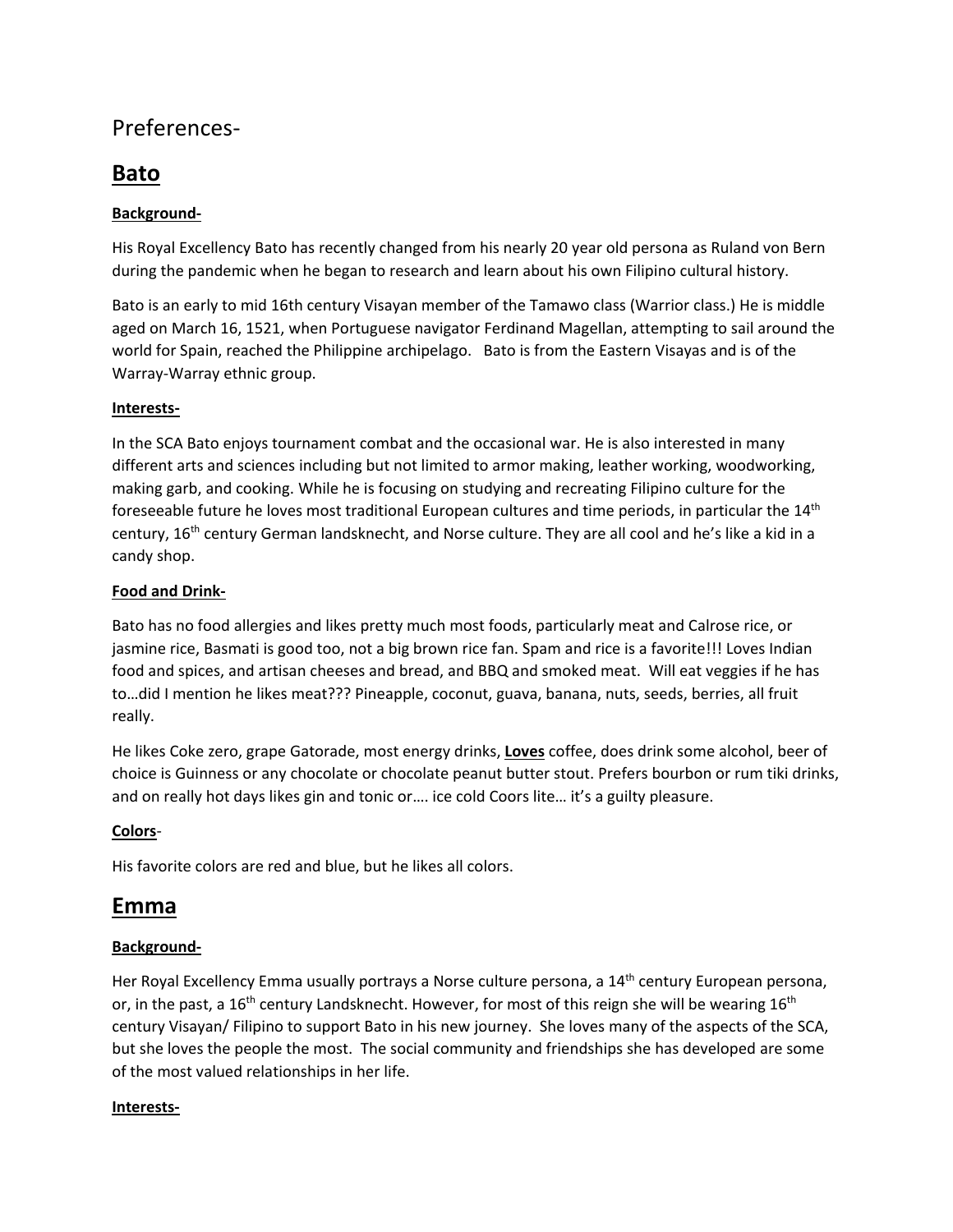## Preferences-

# **Bato**

**Background-**

His Royal Excellency Bato has recently changed from his nearly 20 year old persona as Ruland von Bern during the pandemic when he began to research and learn about his own Filipino cultural history.

Bato is an early to mid 16th century Visayan member of the Tamawo class (Warrior class.) He is middle aged on March 16, 1521, when Portuguese navigator Ferdinand Magellan, attempting to sail around the world for Spain, reached the Philippine archipelago. Bato is from the Eastern Visayas and is of the Warray-Warray ethnic group.

**Interests-**

In the SCA Bato enjoys tournament combat and the occasional war. He is also interested in many different arts and sciences including but not limited to armor making, leather working, woodworking, making garb, and cooking. While he is focusing on studying and recreating Filipino culture for the foreseeable future he loves most traditional European cultures and time periods, in particular the 14th century, 16th century German landsknecht, and Norse culture. They are all cool and he's like a kid in a candy shop.

**Food and Drink-**

Bato has no food allergies and likes pretty much most foods, particularly meat and Calrose rice, or jasmine rice, Basmati is good too, not a big brown rice fan. Spam and rice is a favorite!!! Loves Indian food and spices, and artisan cheeses and bread, and BBQ and smoked meat. Will eat veggies if he has to…did I mention he likes meat??? Pineapple, coconut, guava, banana, nuts, seeds, berries, all fruit really.

He likes Coke zero, grape Gatorade, most energy drinks, **Loves** coffee, does drink some alcohol, beer of choice is Guinness or any chocolate or chocolate peanut butter stout. Prefers bourbon or rum tiki drinks, and on really hot days likes gin and tonic or…. ice cold Coors lite… it's a guilty pleasure.

**Colors-**

His favorite colors are red and blue, but he likes all colors.

# **Emma**

**Background-**

Her Royal Excellency Emma usually portrays a Norse culture persona, a 14th century European persona, or, in the past, a 16th century Landsknecht. However, for most of this reign she will be wearing 16th century Visayan/ Filipino to support Bato in his new journey. She loves many of the aspects of the SCA, but she loves the people the most. The social community and friendships she has developed are some of the most valued relationships in her life.

**Interests-**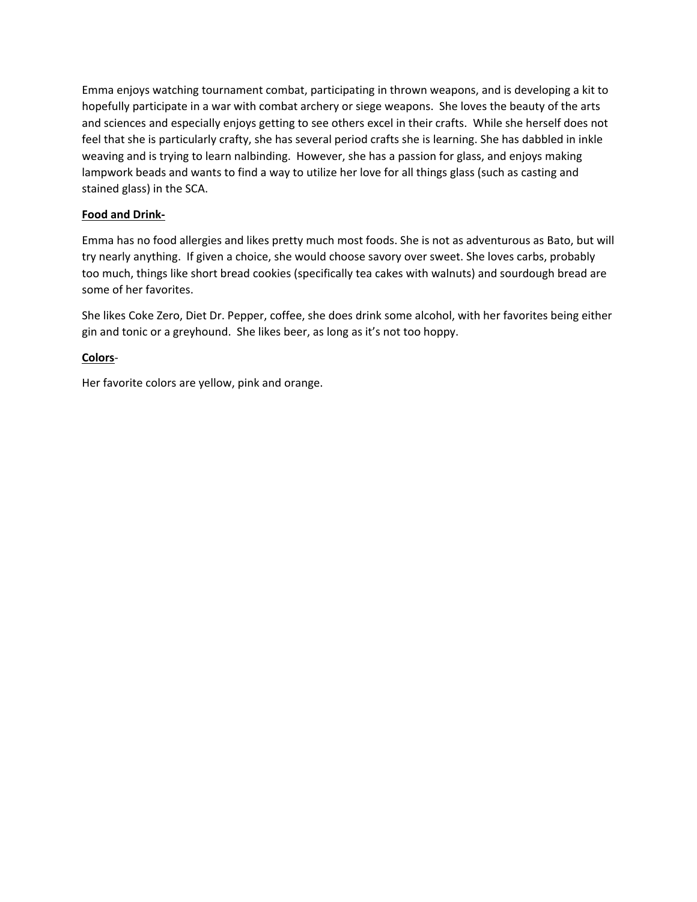Emma enjoys watching tournament combat, participating in thrown weapons, and is developing a kit to hopefully participate in a war with combat archery or siege weapons. She loves the beauty of the arts and sciences and especially enjoys getting to see others excel in their crafts. While she herself does not feel that she is particularly crafty, she has several period crafts she is learning. She has dabbled in inkle weaving and is trying to learn nalbinding. However, she has a passion for glass, and enjoys making lampwork beads and wants to find a way to utilize her love for all things glass (such as casting and stained glass) in the SCA.

**Food and Drink-**

Emma has no food allergies and likes pretty much most foods. She is not as adventurous as Bato, but will try nearly anything. If given a choice, she would choose savory over sweet. She loves carbs, probably too much, things like short bread cookies (specifically tea cakes with walnuts) and sourdough bread are some of her favorites.

She likes Coke Zero, Diet Dr. Pepper, coffee, she does drink some alcohol, with her favorites being either gin and tonic or a greyhound. She likes beer, as long as it's not too hoppy.

**Colors**-

Her favorite colors are yellow, pink and orange.